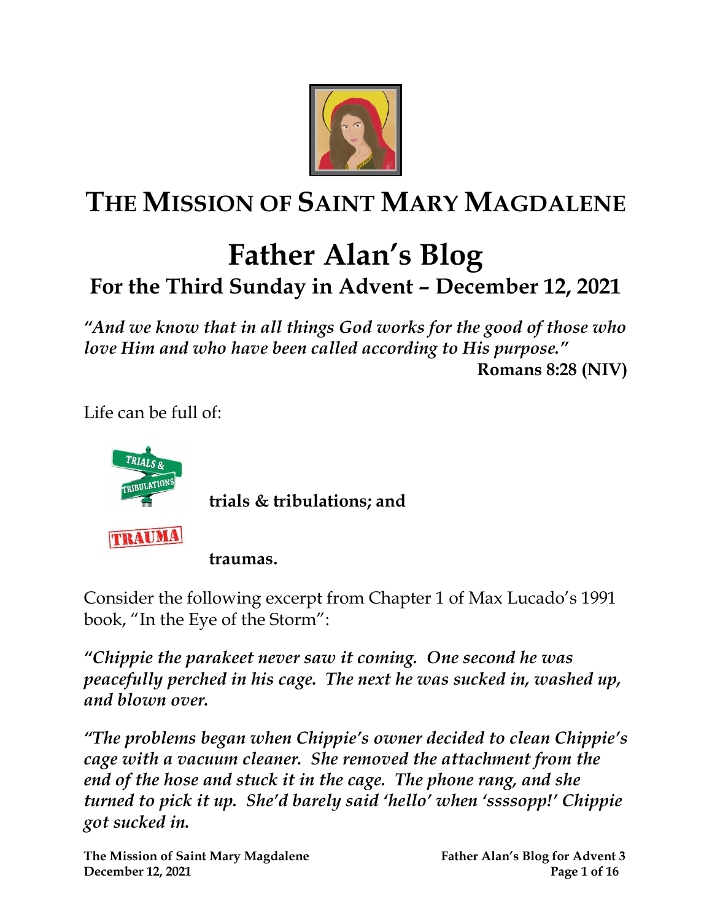# The Mission of Saint Mary Magdalene

# Father Alan's Blog

## For the Third Sunday in Advent – December 12, 2021

*"And we know that in all things God works for the good of those who love Him and who have been called according to His purpose."*
**Romans 8:28 (NIV)**

Life can be full of:

**trials & tribulations; and**

**traumas.**

Consider the following excerpt from Chapter 1 of Max Lucado's 1991 book, "In the Eye of the Storm":

***"Chippie the parakeet never saw it coming. One second he was peacefully perched in his cage. The next he was sucked in, washed up, and blown over.***

***"The problems began when Chippie's owner decided to clean Chippie's cage with a vacuum cleaner. She removed the attachment from the end of the hose and stuck it in the cage. The phone rang, and she turned to pick it up. She'd barely said 'hello' when 'ssssopp!' Chippie got sucked in.***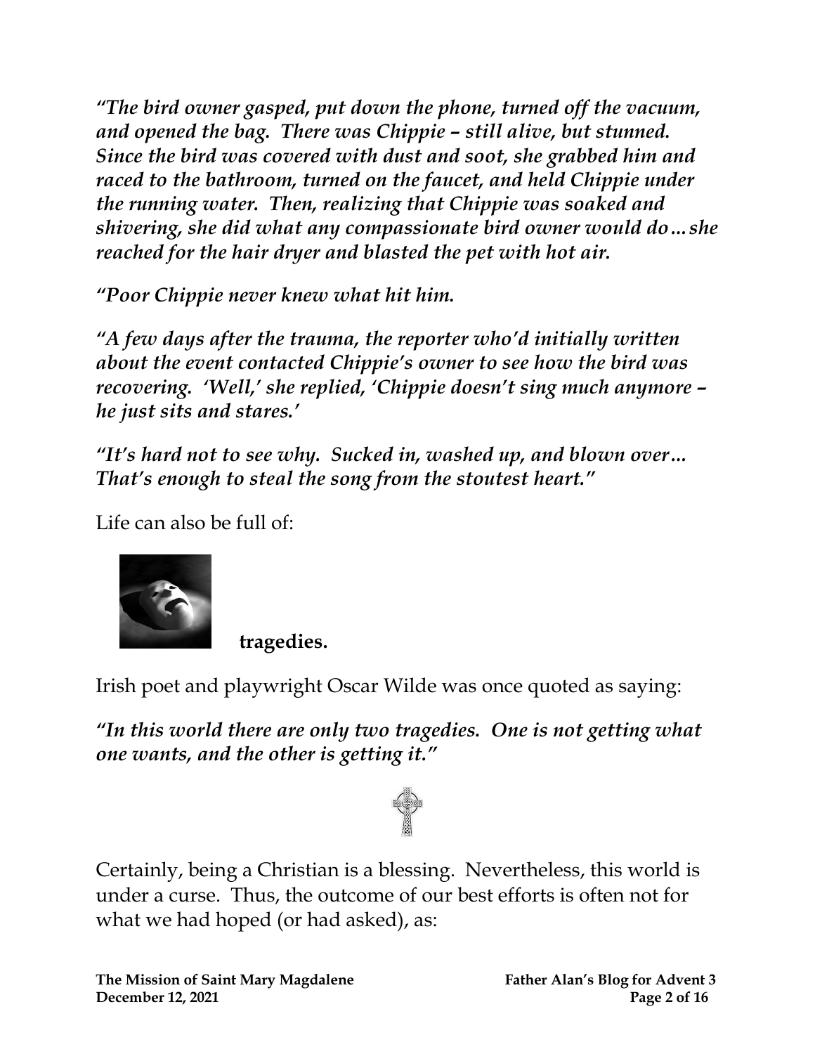*"The bird owner gasped, put down the phone, turned off the vacuum, and opened the bag. There was Chippie – still alive, but stunned. Since the bird was covered with dust and soot, she grabbed him and raced to the bathroom, turned on the faucet, and held Chippie under the running water. Then, realizing that Chippie was soaked and shivering, she did what any compassionate bird owner would do…she reached for the hair dryer and blasted the pet with hot air.*

*"Poor Chippie never knew what hit him.*

*"A few days after the trauma, the reporter who'd initially written about the event contacted Chippie's owner to see how the bird was recovering. 'Well,' she replied, 'Chippie doesn't sing much anymore – he just sits and stares.'*

*"It's hard not to see why. Sucked in, washed up, and blown over… That's enough to steal the song from the stoutest heart."*

Life can also be full of:

**tragedies.**

Irish poet and playwright Oscar Wilde was once quoted as saying:

***"In this world there are only two tragedies. One is not getting what one wants, and the other is getting it."***

Certainly, being a Christian is a blessing. Nevertheless, this world is under a curse. Thus, the outcome of our best efforts is often not for what we had hoped (or had asked), as: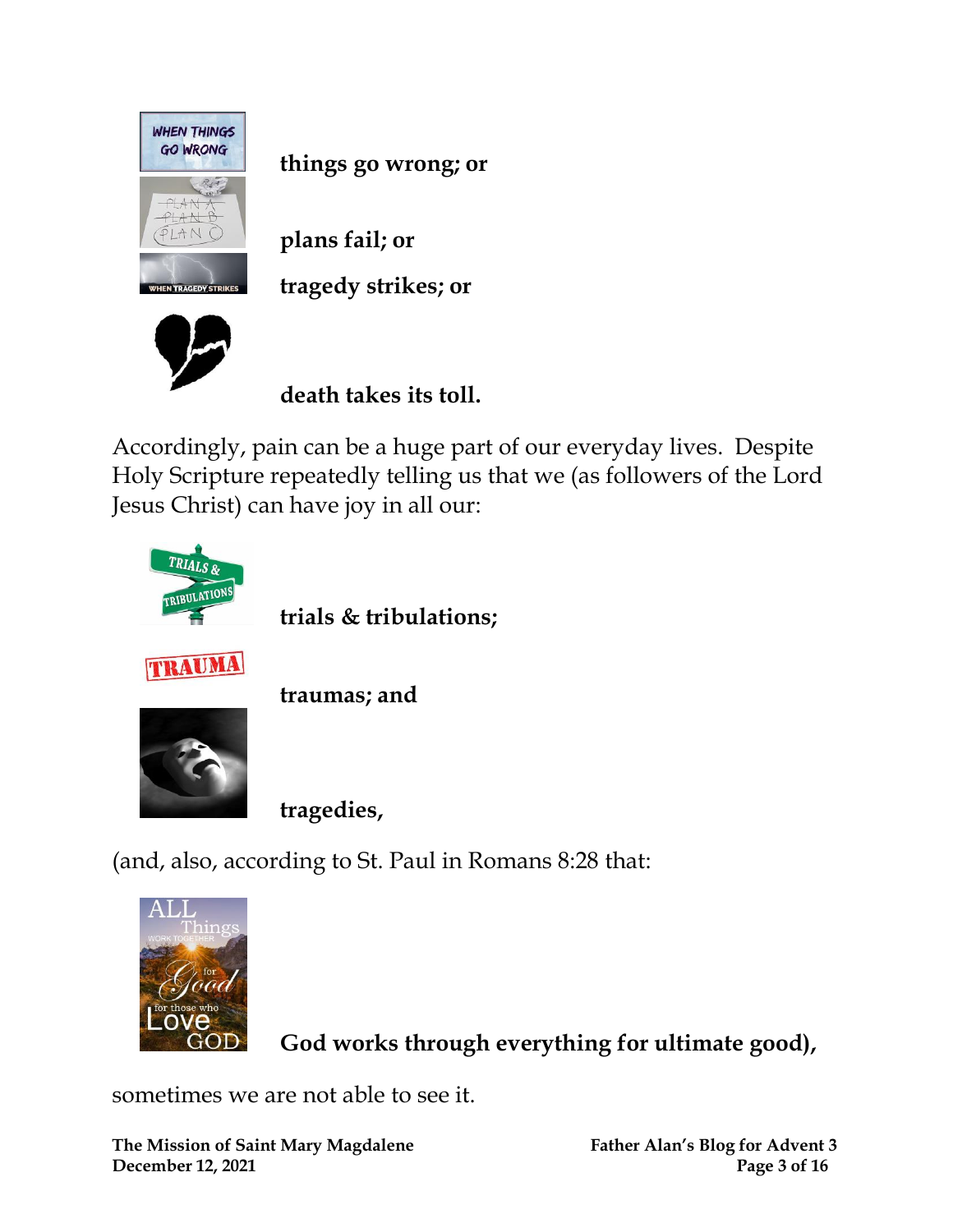**things go wrong; or**

**plans fail; or**

**tragedy strikes; or**

**death takes its toll.**

Accordingly, pain can be a huge part of our everyday lives. Despite Holy Scripture repeatedly telling us that we (as followers of the Lord Jesus Christ) can have joy in all our:

**trials & tribulations;**

**traumas; and**

**tragedies,**

(and, also, according to St. Paul in Romans 8:28 that:

**God works through everything for ultimate good),**

sometimes we are not able to see it.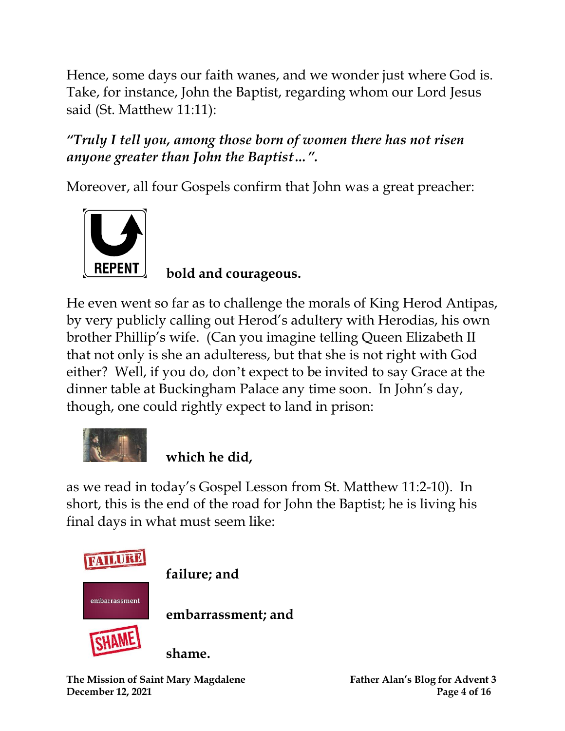Hence, some days our faith wanes, and we wonder just where God is. Take, for instance, John the Baptist, regarding whom our Lord Jesus said (St. Matthew 11:11):

***"Truly I tell you, among those born of women there has not risen anyone greater than John the Baptist…".***

Moreover, all four Gospels confirm that John was a great preacher:

**bold and courageous.**

He even went so far as to challenge the morals of King Herod Antipas, by very publicly calling out Herod's adultery with Herodias, his own brother Phillip's wife. (Can you imagine telling Queen Elizabeth II that not only is she an adulteress, but that she is not right with God either? Well, if you do, don't expect to be invited to say Grace at the dinner table at Buckingham Palace any time soon. In John's day, though, one could rightly expect to land in prison:

**which he did,**

as we read in today's Gospel Lesson from St. Matthew 11:2-10). In short, this is the end of the road for John the Baptist; he is living his final days in what must seem like:

**failure; and**

**embarrassment; and**

**shame.**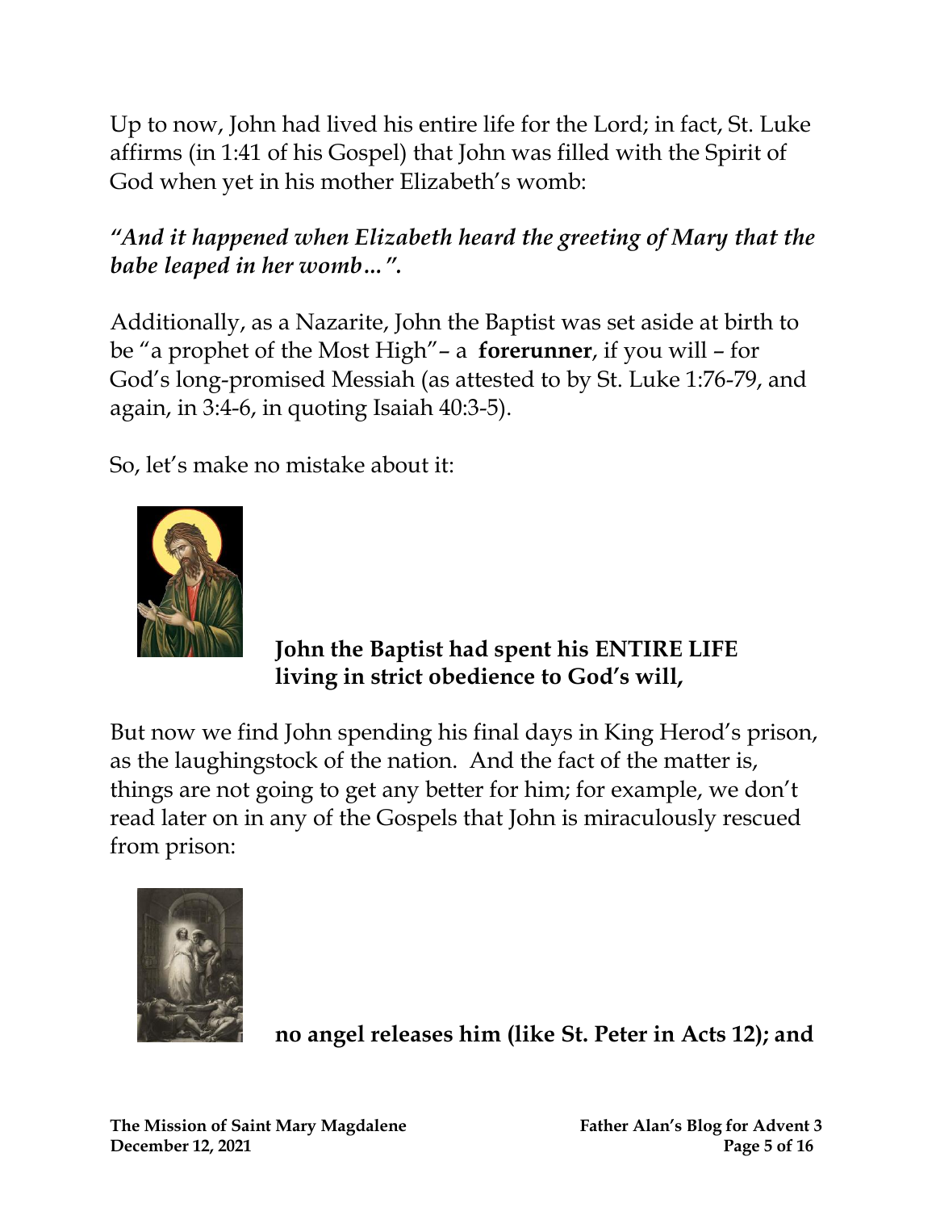Up to now, John had lived his entire life for the Lord; in fact, St. Luke affirms (in 1:41 of his Gospel) that John was filled with the Spirit of God when yet in his mother Elizabeth's womb:

***"And it happened when Elizabeth heard the greeting of Mary that the babe leaped in her womb…".***

Additionally, as a Nazarite, John the Baptist was set aside at birth to be "a prophet of the Most High"– a **forerunner**, if you will – for God's long-promised Messiah (as attested to by St. Luke 1:76-79, and again, in 3:4-6, in quoting Isaiah 40:3-5).

So, let's make no mistake about it:

**John the Baptist had spent his ENTIRE LIFE living in strict obedience to God's will,**

But now we find John spending his final days in King Herod's prison, as the laughingstock of the nation. And the fact of the matter is, things are not going to get any better for him; for example, we don't read later on in any of the Gospels that John is miraculously rescued from prison:

**no angel releases him (like St. Peter in Acts 12); and**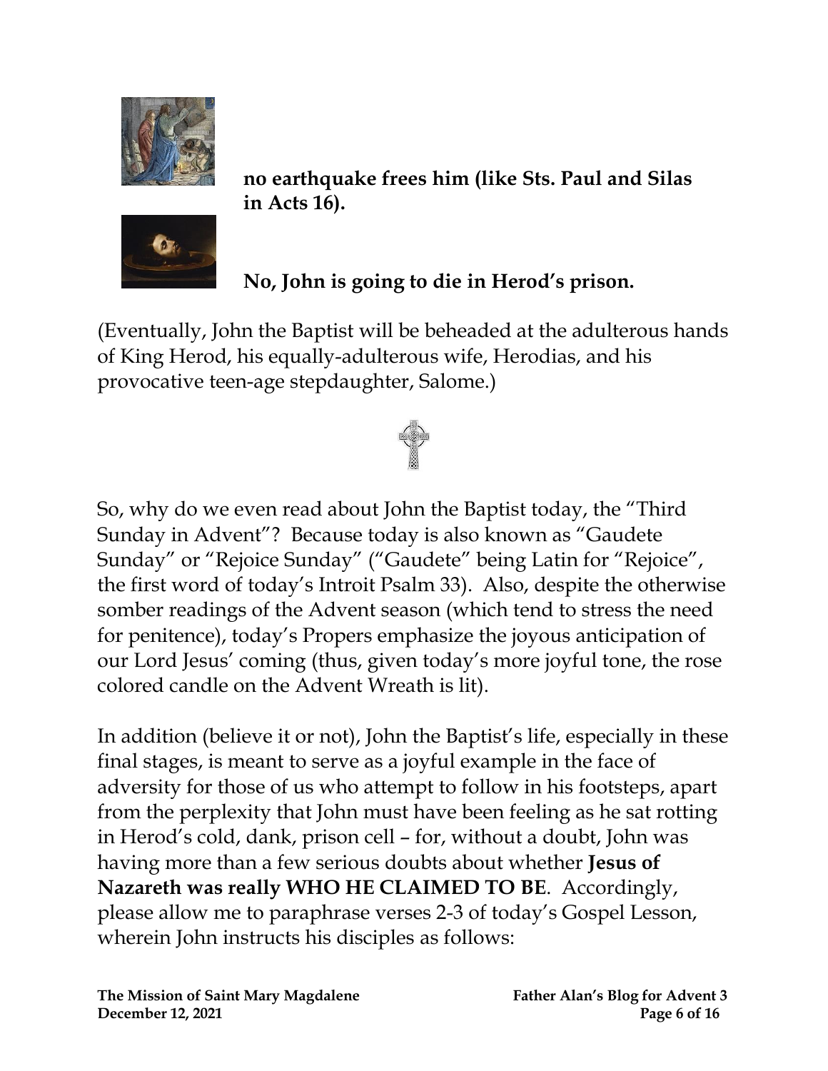**no earthquake frees him (like Sts. Paul and Silas in Acts 16).**

**No, John is going to die in Herod's prison.**

(Eventually, John the Baptist will be beheaded at the adulterous hands of King Herod, his equally-adulterous wife, Herodias, and his provocative teen-age stepdaughter, Salome.)

So, why do we even read about John the Baptist today, the "Third Sunday in Advent"? Because today is also known as "Gaudete Sunday" or "Rejoice Sunday" ("Gaudete" being Latin for "Rejoice", the first word of today's Introit Psalm 33). Also, despite the otherwise somber readings of the Advent season (which tend to stress the need for penitence), today's Propers emphasize the joyous anticipation of our Lord Jesus' coming (thus, given today's more joyful tone, the rose colored candle on the Advent Wreath is lit).

In addition (believe it or not), John the Baptist's life, especially in these final stages, is meant to serve as a joyful example in the face of adversity for those of us who attempt to follow in his footsteps, apart from the perplexity that John must have been feeling as he sat rotting in Herod's cold, dank, prison cell – for, without a doubt, John was having more than a few serious doubts about whether **Jesus of Nazareth was really WHO HE CLAIMED TO BE**. Accordingly, please allow me to paraphrase verses 2-3 of today's Gospel Lesson, wherein John instructs his disciples as follows: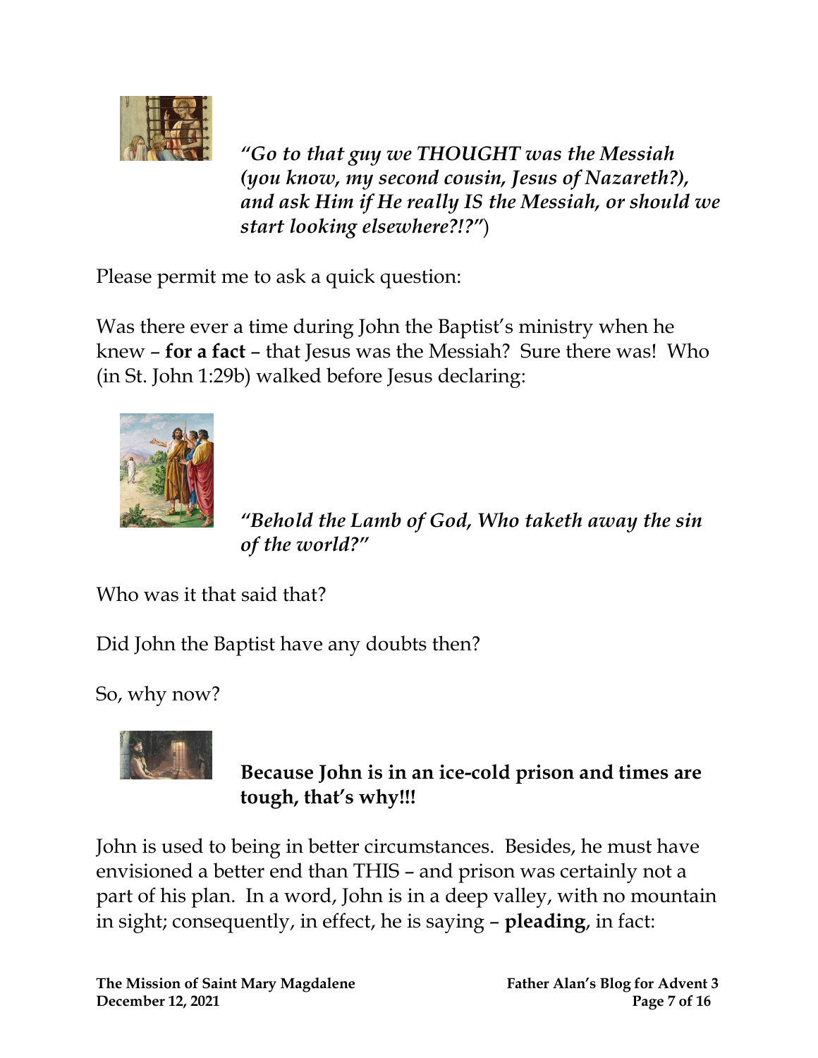*"Go to that guy we THOUGHT was the Messiah (you know, my second cousin, Jesus of Nazareth?), and ask Him if He really IS the Messiah, or should we start looking elsewhere?!?"*)

Please permit me to ask a quick question:

Was there ever a time during John the Baptist's ministry when he knew – **for a fact** – that Jesus was the Messiah? Sure there was! Who (in St. John 1:29b) walked before Jesus declaring:

*"Behold the Lamb of God, Who taketh away the sin of the world?"*

Who was it that said that?

Did John the Baptist have any doubts then?

So, why now?

**Because John is in an ice-cold prison and times are tough, that's why!!!**

John is used to being in better circumstances. Besides, he must have envisioned a better end than THIS – and prison was certainly not a part of his plan. In a word, John is in a deep valley, with no mountain in sight; consequently, in effect, he is saying – **pleading**, in fact: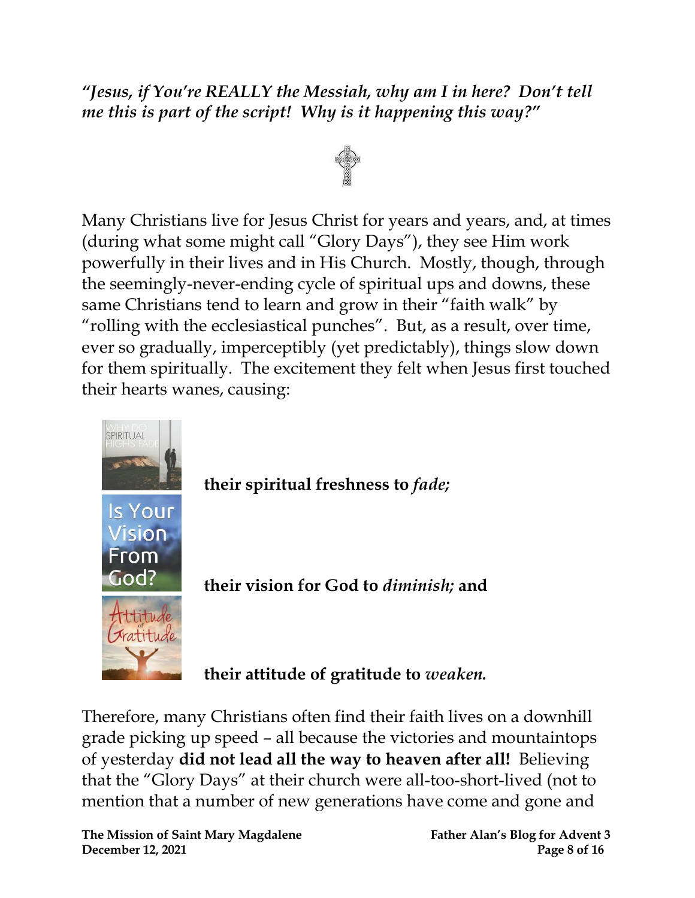***"Jesus, if You're REALLY the Messiah, why am I in here? Don't tell me this is part of the script! Why is it happening this way?"***

Many Christians live for Jesus Christ for years and years, and, at times (during what some might call "Glory Days"), they see Him work powerfully in their lives and in His Church. Mostly, though, through the seemingly-never-ending cycle of spiritual ups and downs, these same Christians tend to learn and grow in their "faith walk" by "rolling with the ecclesiastical punches". But, as a result, over time, ever so gradually, imperceptibly (yet predictably), things slow down for them spiritually. The excitement they felt when Jesus first touched their hearts wanes, causing:

**their spiritual freshness to *fade;***

**their vision for God to *diminish;* and**

**their attitude of gratitude to *weaken.***

Therefore, many Christians often find their faith lives on a downhill grade picking up speed – all because the victories and mountaintops of yesterday **did not lead all the way to heaven after all!** Believing that the "Glory Days" at their church were all-too-short-lived (not to mention that a number of new generations have come and gone and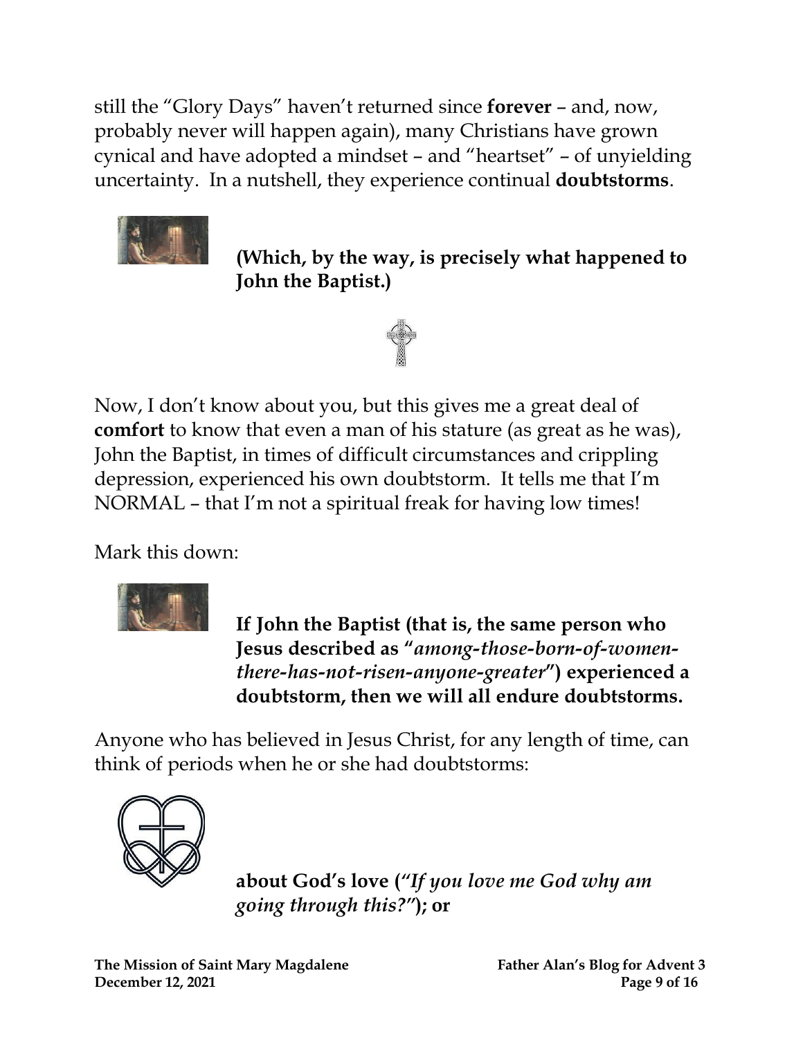still the "Glory Days" haven't returned since **forever** – and, now, probably never will happen again), many Christians have grown cynical and have adopted a mindset – and "heartset" – of unyielding uncertainty. In a nutshell, they experience continual **doubtstorms**.

**(Which, by the way, is precisely what happened to John the Baptist.)**

Now, I don't know about you, but this gives me a great deal of **comfort** to know that even a man of his stature (as great as he was), John the Baptist, in times of difficult circumstances and crippling depression, experienced his own doubtstorm. It tells me that I'm NORMAL – that I'm not a spiritual freak for having low times!

Mark this down:

**If John the Baptist (that is, the same person who Jesus described as "*among-those-born-of-women-there-has-not-risen-anyone-greater*") experienced a doubtstorm, then we will all endure doubtstorms.**

Anyone who has believed in Jesus Christ, for any length of time, can think of periods when he or she had doubtstorms:

**about God's love (*"If you love me God why am going through this?"*); or**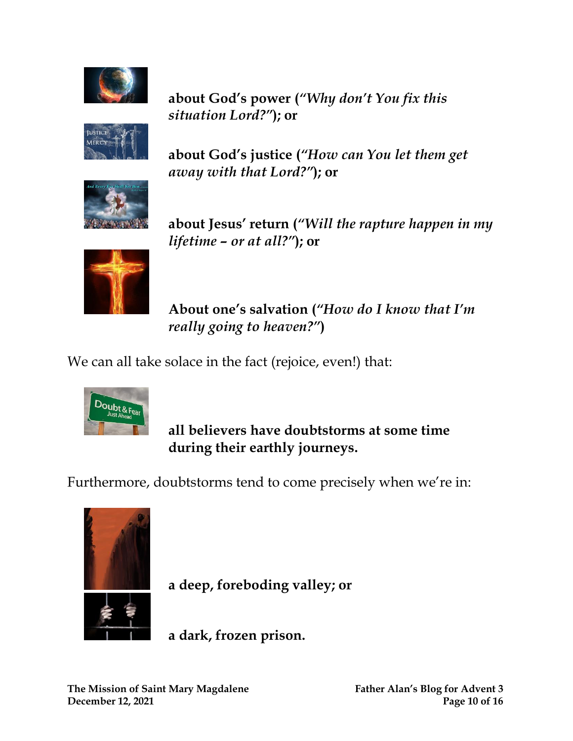**about God's power (*"Why don't You fix this situation Lord?"*); or**

**about God's justice (*"How can You let them get away with that Lord?"*); or**

**about Jesus' return (*"Will the rapture happen in my lifetime – or at all?"*); or**

**About one's salvation (*"How do I know that I'm really going to heaven?"*)**

We can all take solace in the fact (rejoice, even!) that:

**all believers have doubtstorms at some time during their earthly journeys.**

Furthermore, doubtstorms tend to come precisely when we're in:

**a deep, foreboding valley; or**

**a dark, frozen prison.**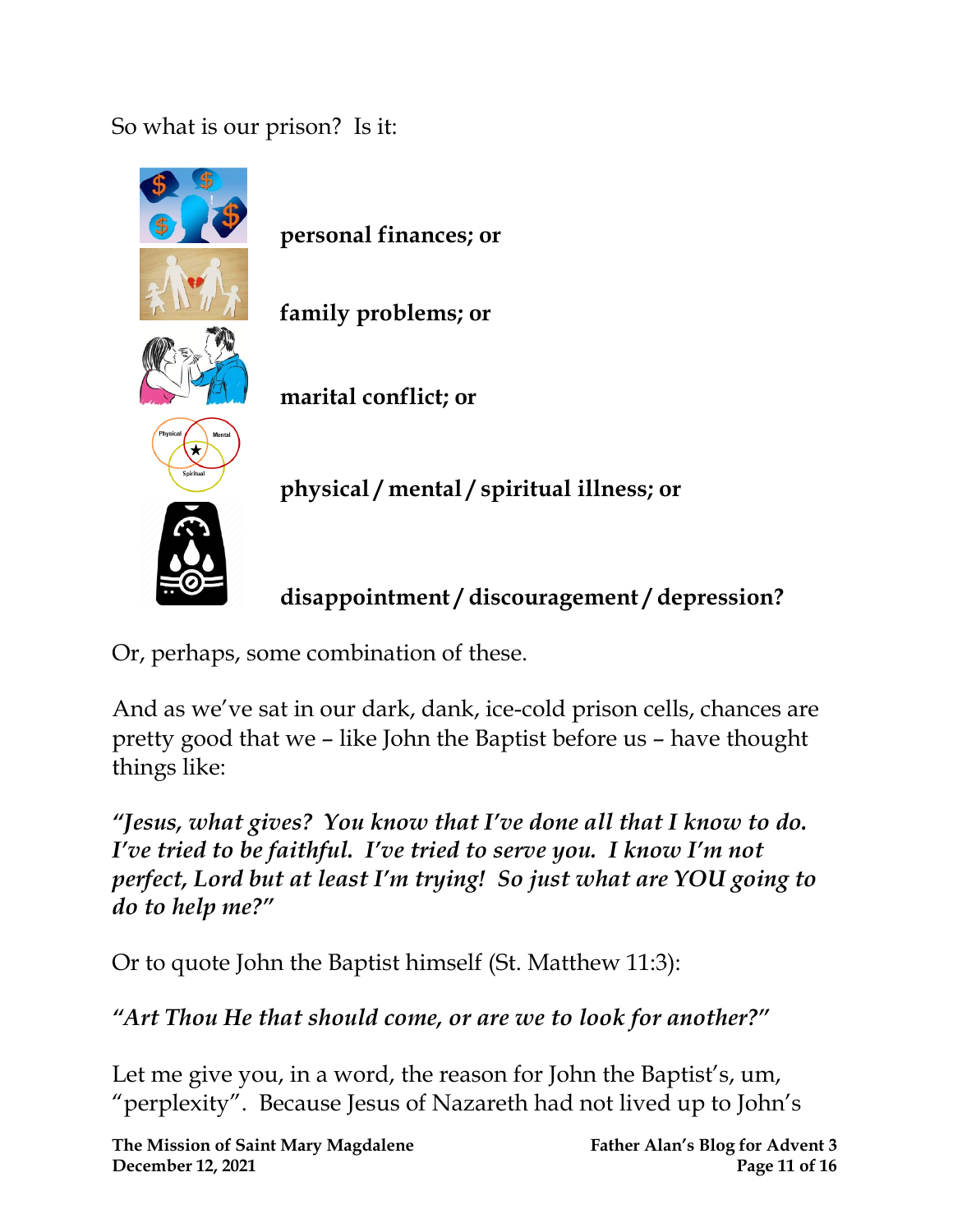So what is our prison? Is it:

**personal finances; or**

**family problems; or**

**marital conflict; or**

**physical / mental / spiritual illness; or**

**disappointment / discouragement / depression?**

Or, perhaps, some combination of these.

And as we've sat in our dark, dank, ice-cold prison cells, chances are pretty good that we – like John the Baptist before us – have thought things like:

***"Jesus, what gives? You know that I've done all that I know to do. I've tried to be faithful. I've tried to serve you. I know I'm not perfect, Lord but at least I'm trying! So just what are YOU going to do to help me?"***

Or to quote John the Baptist himself (St. Matthew 11:3):

***"Art Thou He that should come, or are we to look for another?"***

Let me give you, in a word, the reason for John the Baptist's, um, "perplexity". Because Jesus of Nazareth had not lived up to John's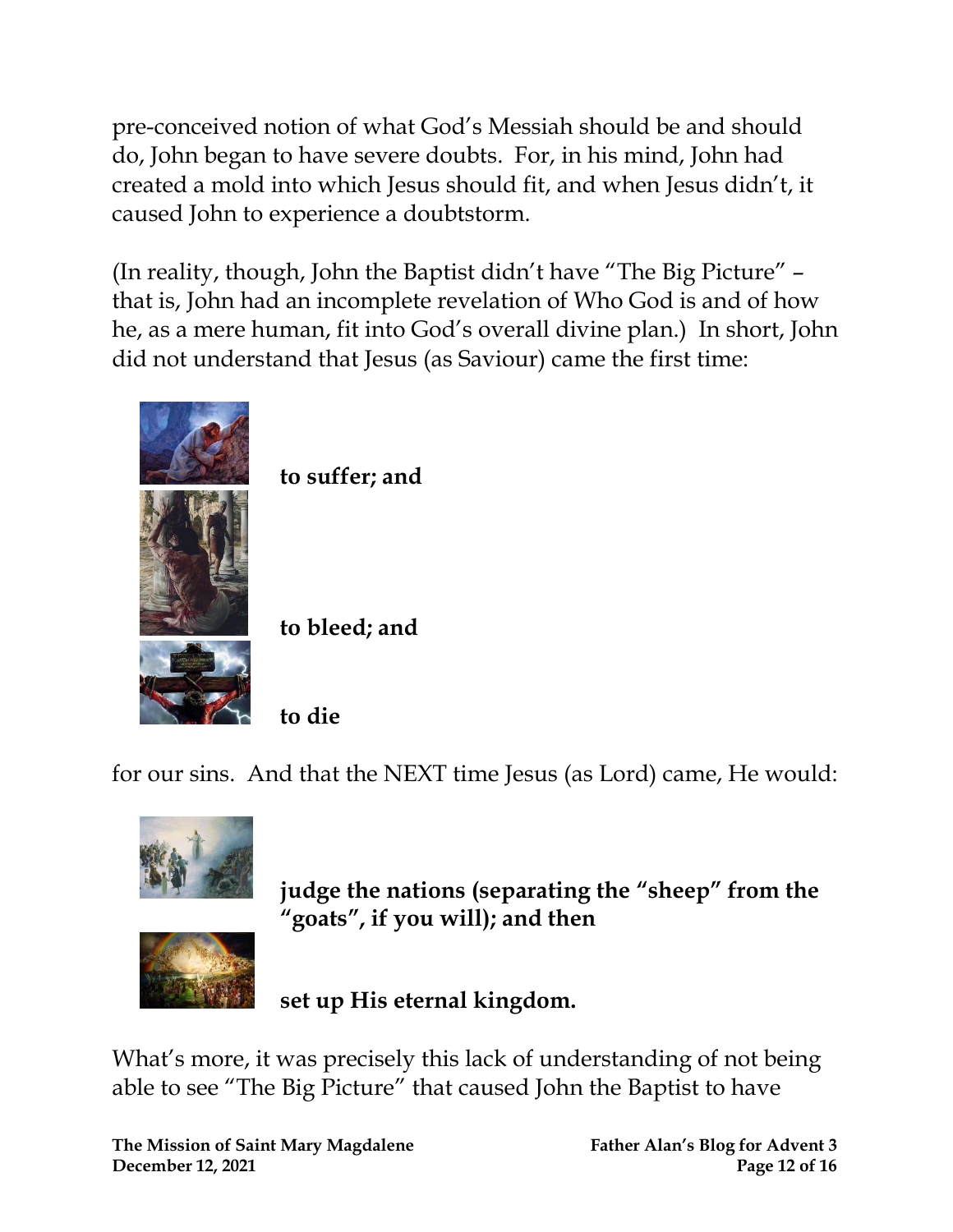pre-conceived notion of what God's Messiah should be and should do, John began to have severe doubts. For, in his mind, John had created a mold into which Jesus should fit, and when Jesus didn't, it caused John to experience a doubtstorm.

(In reality, though, John the Baptist didn't have "The Big Picture" – that is, John had an incomplete revelation of Who God is and of how he, as a mere human, fit into God's overall divine plan.) In short, John did not understand that Jesus (as Saviour) came the first time:

**to suffer; and**

**to bleed; and**

**to die**

for our sins. And that the NEXT time Jesus (as Lord) came, He would:

**judge the nations (separating the "sheep" from the "goats", if you will); and then**

**set up His eternal kingdom.**

What's more, it was precisely this lack of understanding of not being able to see "The Big Picture" that caused John the Baptist to have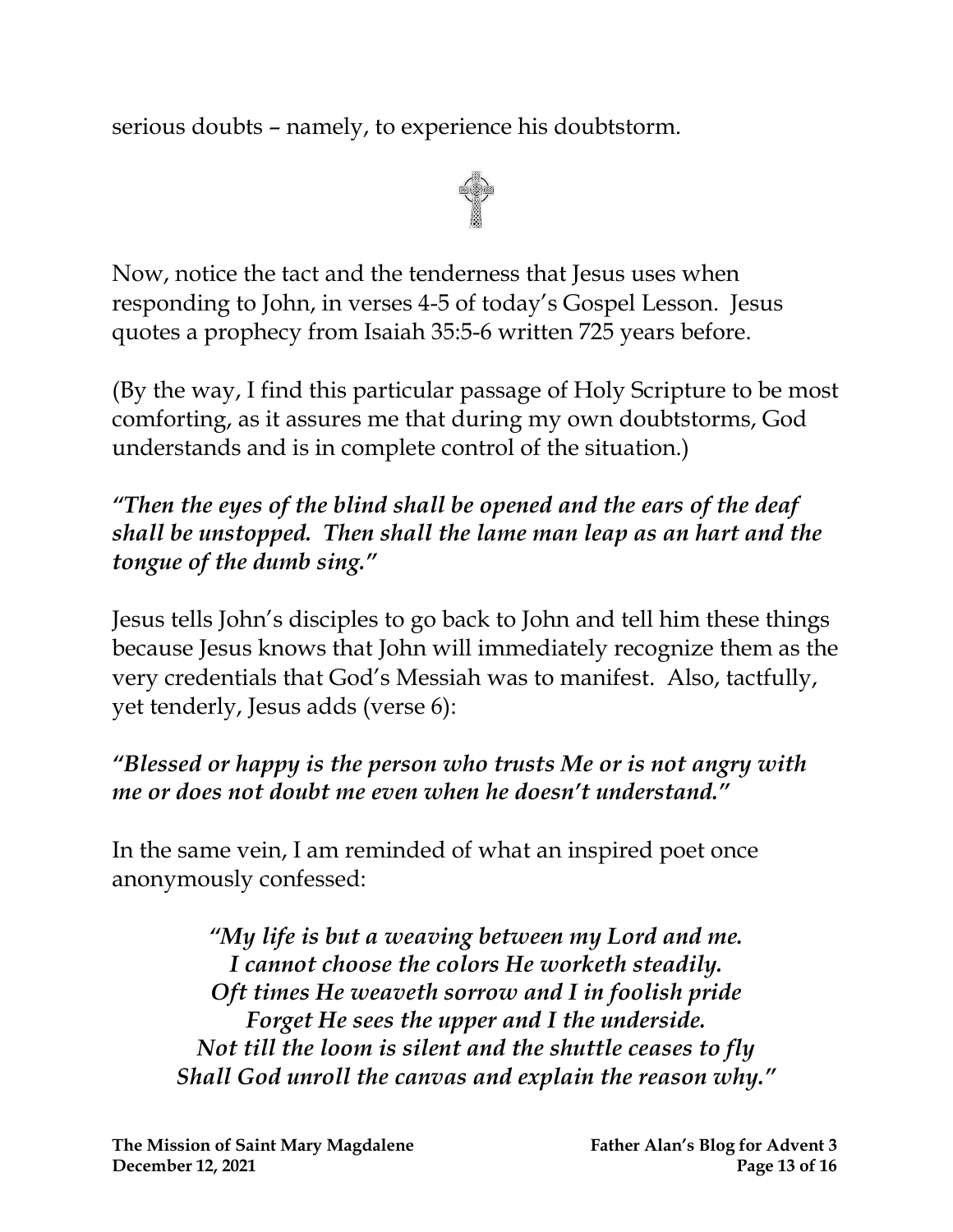serious doubts – namely, to experience his doubtstorm.

Now, notice the tact and the tenderness that Jesus uses when responding to John, in verses 4-5 of today's Gospel Lesson. Jesus quotes a prophecy from Isaiah 35:5-6 written 725 years before.

(By the way, I find this particular passage of Holy Scripture to be most comforting, as it assures me that during my own doubtstorms, God understands and is in complete control of the situation.)

***"Then the eyes of the blind shall be opened and the ears of the deaf shall be unstopped. Then shall the lame man leap as an hart and the tongue of the dumb sing."***

Jesus tells John's disciples to go back to John and tell him these things because Jesus knows that John will immediately recognize them as the very credentials that God's Messiah was to manifest. Also, tactfully, yet tenderly, Jesus adds (verse 6):

***"Blessed or happy is the person who trusts Me or is not angry with me or does not doubt me even when he doesn't understand."***

In the same vein, I am reminded of what an inspired poet once anonymously confessed:

> ***"My life is but a weaving between my Lord and me.***
> ***I cannot choose the colors He worketh steadily.***
> ***Oft times He weaveth sorrow and I in foolish pride***
> ***Forget He sees the upper and I the underside.***
> ***Not till the loom is silent and the shuttle ceases to fly***
> ***Shall God unroll the canvas and explain the reason why."***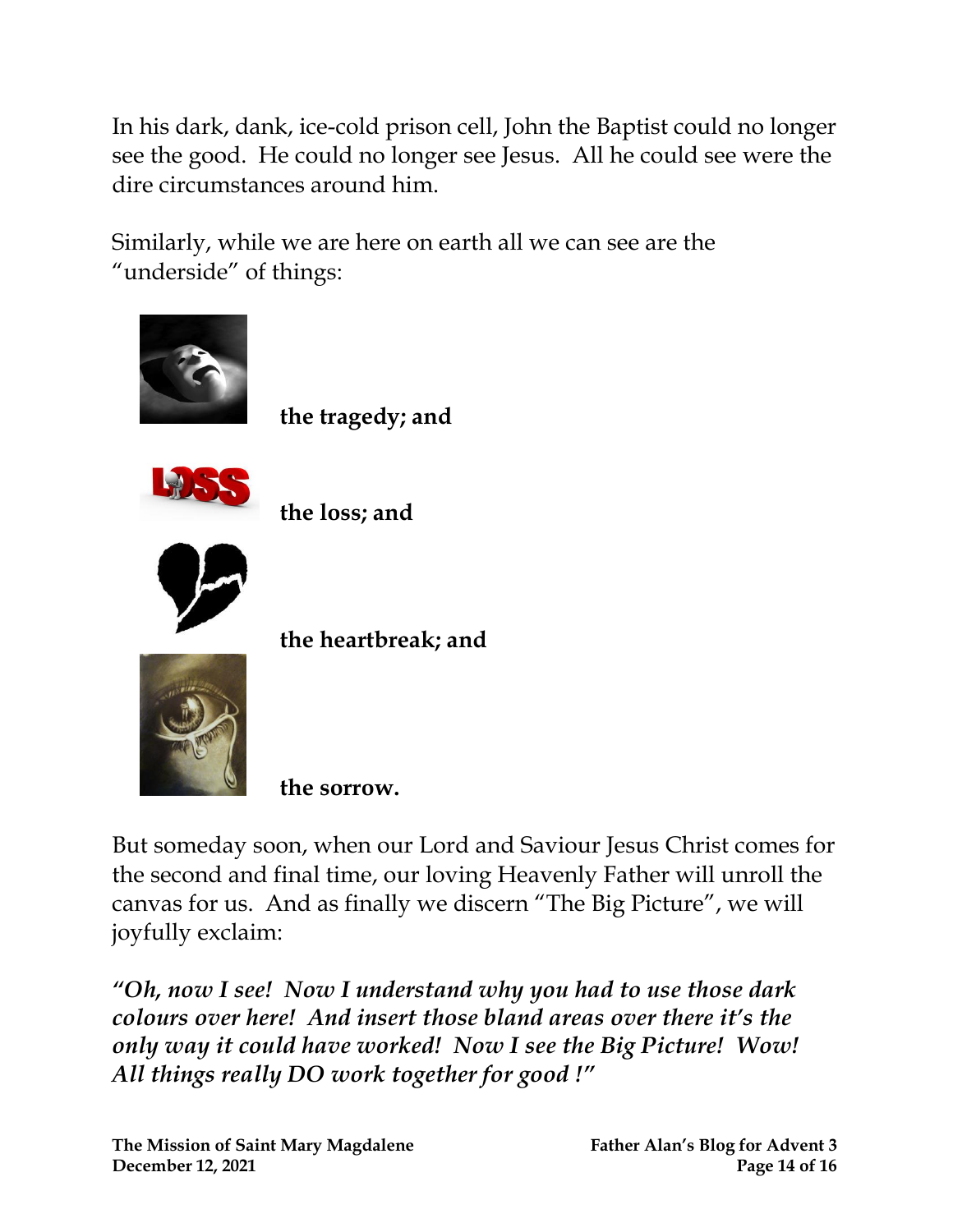In his dark, dank, ice-cold prison cell, John the Baptist could no longer see the good. He could no longer see Jesus. All he could see were the dire circumstances around him.

Similarly, while we are here on earth all we can see are the "underside" of things:

**the tragedy; and**

**the loss; and**

**the heartbreak; and**

**the sorrow.**

But someday soon, when our Lord and Saviour Jesus Christ comes for the second and final time, our loving Heavenly Father will unroll the canvas for us. And as finally we discern "The Big Picture", we will joyfully exclaim:

***"Oh, now I see! Now I understand why you had to use those dark colours over here! And insert those bland areas over there it's the only way it could have worked! Now I see the Big Picture! Wow! All things really DO work together for good !"***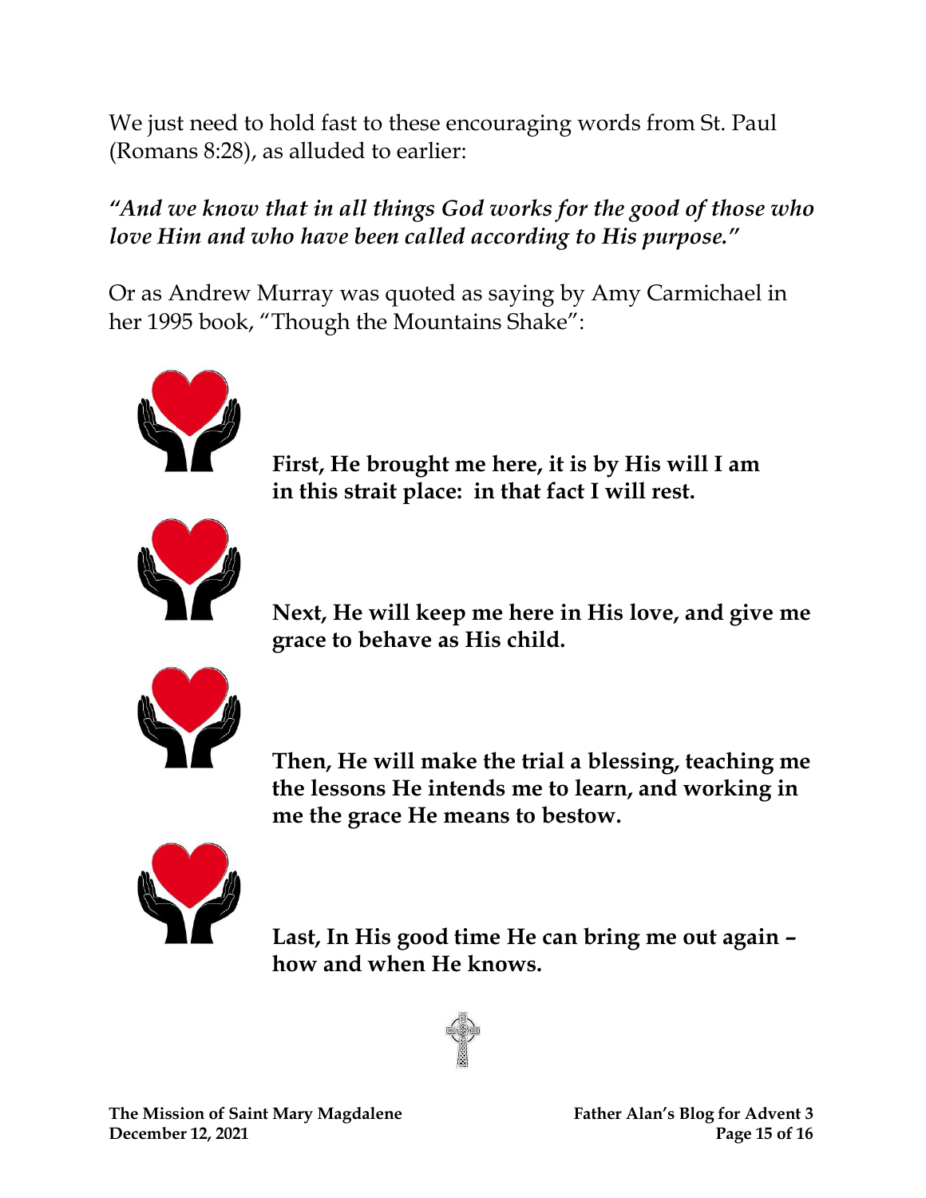We just need to hold fast to these encouraging words from St. Paul (Romans 8:28), as alluded to earlier:

*"And we know that in all things God works for the good of those who love Him and who have been called according to His purpose."*

Or as Andrew Murray was quoted as saying by Amy Carmichael in her 1995 book, "Though the Mountains Shake":

**First, He brought me here, it is by His will I am in this strait place: in that fact I will rest.**

**Next, He will keep me here in His love, and give me grace to behave as His child.**

**Then, He will make the trial a blessing, teaching me the lessons He intends me to learn, and working in me the grace He means to bestow.**

**Last, In His good time He can bring me out again – how and when He knows.**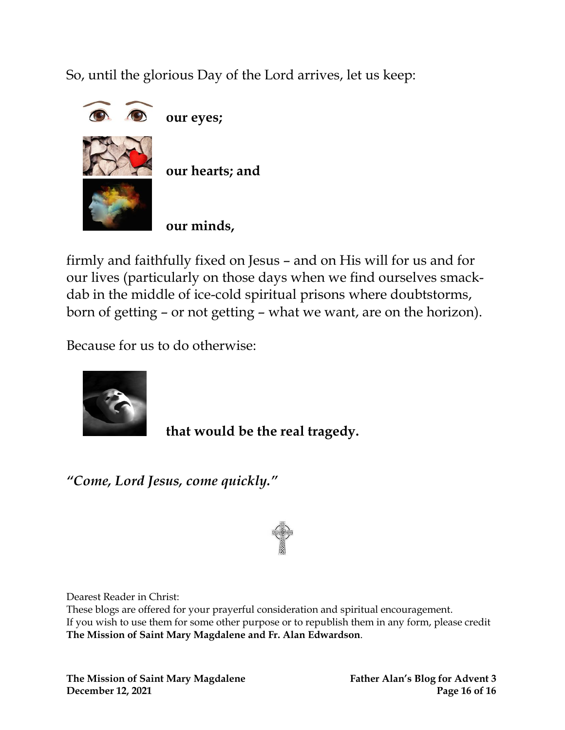So, until the glorious Day of the Lord arrives, let us keep:

**our eyes;**

**our hearts; and**

**our minds,**

firmly and faithfully fixed on Jesus – and on His will for us and for our lives (particularly on those days when we find ourselves smack-dab in the middle of ice-cold spiritual prisons where doubtstorms, born of getting – or not getting – what we want, are on the horizon).

Because for us to do otherwise:

**that would be the real tragedy.**

***"Come, Lord Jesus, come quickly."***

Dearest Reader in Christ:
These blogs are offered for your prayerful consideration and spiritual encouragement.
If you wish to use them for some other purpose or to republish them in any form, please credit **The Mission of Saint Mary Magdalene and Fr. Alan Edwardson**.